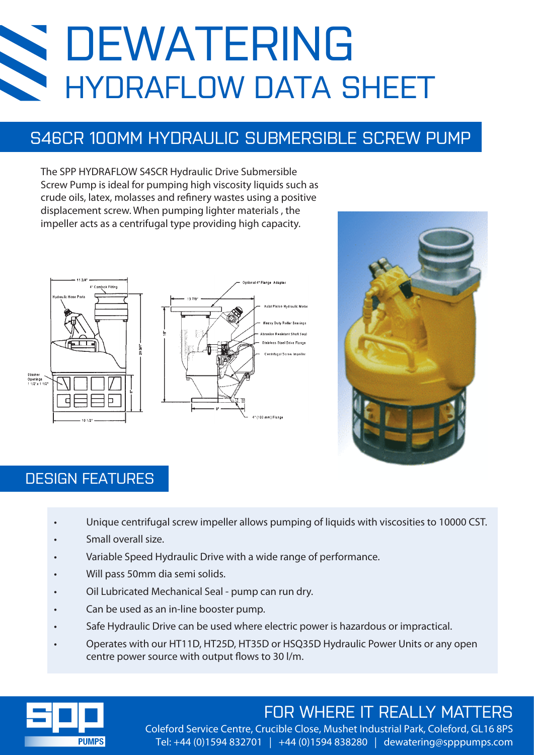# DEWATERING
## HYDRAFLOW DATA SHEET

## S46CR 100MM HYDRAULIC SUBMERSIBLE SCREW PUMP

The SPP HYDRAFLOW S4SCR Hydraulic Drive Submersible Screw Pump is ideal for pumping high viscosity liquids such as crude oils, latex, molasses and refinery wastes using a positive displacement screw. When pumping lighter materials , the impeller acts as a centrifugal type providing high capacity.

## DESIGN FEATURES

- Unique centrifugal screw impeller allows pumping of liquids with viscosities to 10000 CST.
- Small overall size.
- Variable Speed Hydraulic Drive with a wide range of performance.
- Will pass 50mm dia semi solids.
- Oil Lubricated Mechanical Seal - pump can run dry.
- Can be used as an in-line booster pump.
- Safe Hydraulic Drive can be used where electric power is hazardous or impractical.
- Operates with our HT11D, HT25D, HT35D or HSQ35D Hydraulic Power Units or any open centre power source with output flows to 30 l/m.

FOR WHERE IT REALLY MATTERS

Coleford Service Centre, Crucible Close, Mushet Industrial Park, Coleford, GL16 8PS
Tel: +44 (0)1594 832701 | +44 (0)1594 838280 | dewatering@spppumps.com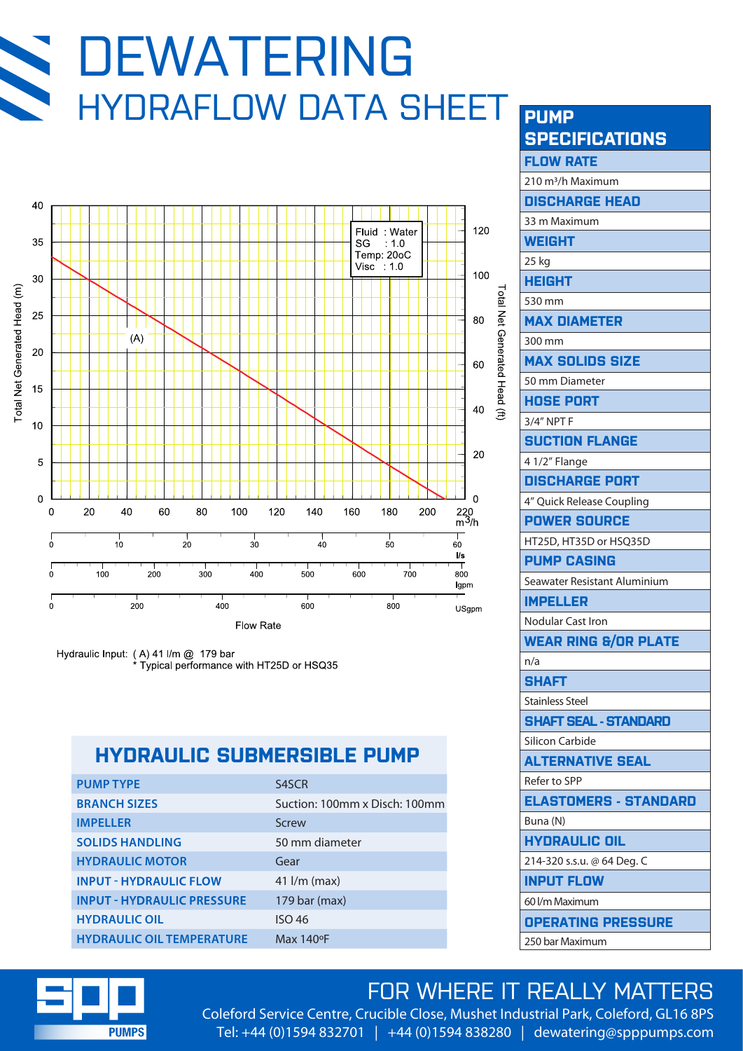# DEWATERING

## HYDRAFLOW DATA SHEET

Total Net Generated Head (m)

40
35
30
25
20
15
10
5
0

Fluid : Water
SG : 1.0
Temp: 20oC
Visc : 1.0

(A)

120
100
80
60
40
20
0

Total Net Generated Head (ft)

0 20 40 60 80 100 120 140 160 180 200 220
m³/h

0 10 20 30 40 50 60
l/s

0 100 200 300 400 500 600 700 800
Igpm

0 200 400 600 800
USgpm

Flow Rate

Hydraulic Input: ( A) 41 l/m @ 179 bar
* Typical performance with HT25D or HSQ35

## HYDRAULIC SUBMERSIBLE PUMP

| | |
|---|---|
| **PUMP TYPE** | S4SCR |
| **BRANCH SIZES** | Suction: 100mm x Disch: 100mm |
| **IMPELLER** | Screw |
| **SOLIDS HANDLING** | 50 mm diameter |
| **HYDRAULIC MOTOR** | Gear |
| **INPUT - HYDRAULIC FLOW** | 41 l/m (max) |
| **INPUT - HYDRAULIC PRESSURE** | 179 bar (max) |
| **HYDRAULIC OIL** | ISO 46 |
| **HYDRAULIC OIL TEMPERATURE** | Max 140ºF |

## PUMP SPECIFICATIONS

| | |
|---|---|
| **FLOW RATE** | 210 m³/h Maximum |
| **DISCHARGE HEAD** | 33 m Maximum |
| **WEIGHT** | 25 kg |
| **HEIGHT** | 530 mm |
| **MAX DIAMETER** | 300 mm |
| **MAX SOLIDS SIZE** | 50 mm Diameter |
| **HOSE PORT** | 3/4" NPT F |
| **SUCTION FLANGE** | 4 1/2" Flange |
| **DISCHARGE PORT** | 4" Quick Release Coupling |
| **POWER SOURCE** | HT25D, HT35D or HSQ35D |
| **PUMP CASING** | Seawater Resistant Aluminium |
| **IMPELLER** | Nodular Cast Iron |
| **WEAR RING &/OR PLATE** | n/a |
| **SHAFT** | Stainless Steel |
| **SHAFT SEAL - STANDARD** | Silicon Carbide |
| **ALTERNATIVE SEAL** | Refer to SPP |
| **ELASTOMERS - STANDARD** | Buna (N) |
| **HYDRAULIC OIL** | 214-320 s.s.u. @ 64 Deg. C |
| **INPUT FLOW** | 60 l/m Maximum |
| **OPERATING PRESSURE** | 250 bar Maximum |

SPP PUMPS

FOR WHERE IT REALLY MATTERS

Coleford Service Centre, Crucible Close, Mushet Industrial Park, Coleford, GL16 8PS
Tel: +44 (0)1594 832701 | +44 (0)1594 838280 | dewatering@spppumps.com